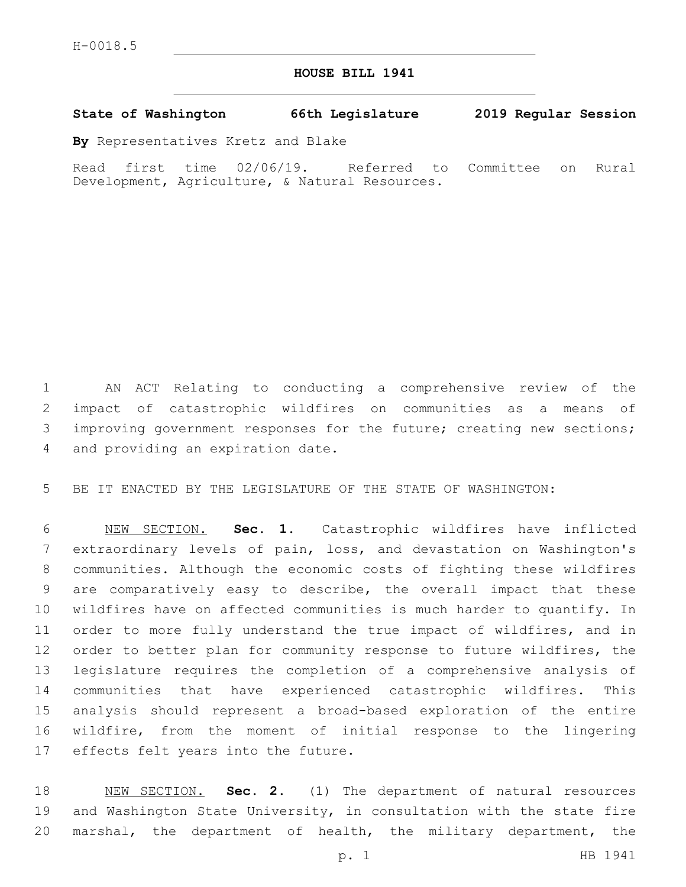H-0018.5

# HOUSE BILL 1941

**State of Washington 66th Legislature 2019 Regular Session**

**By** Representatives Kretz and Blake

Read first time 02/06/19. Referred to Committee on Rural Development, Agriculture, & Natural Resources.

AN ACT Relating to conducting a comprehensive review of the impact of catastrophic wildfires on communities as a means of improving government responses for the future; creating new sections; and providing an expiration date.

BE IT ENACTED BY THE LEGISLATURE OF THE STATE OF WASHINGTON:

NEW SECTION. **Sec. 1.** Catastrophic wildfires have inflicted extraordinary levels of pain, loss, and devastation on Washington's communities. Although the economic costs of fighting these wildfires are comparatively easy to describe, the overall impact that these wildfires have on affected communities is much harder to quantify. In order to more fully understand the true impact of wildfires, and in order to better plan for community response to future wildfires, the legislature requires the completion of a comprehensive analysis of communities that have experienced catastrophic wildfires. This analysis should represent a broad-based exploration of the entire wildfire, from the moment of initial response to the lingering effects felt years into the future.

NEW SECTION. **Sec. 2.** (1) The department of natural resources and Washington State University, in consultation with the state fire marshal, the department of health, the military department, the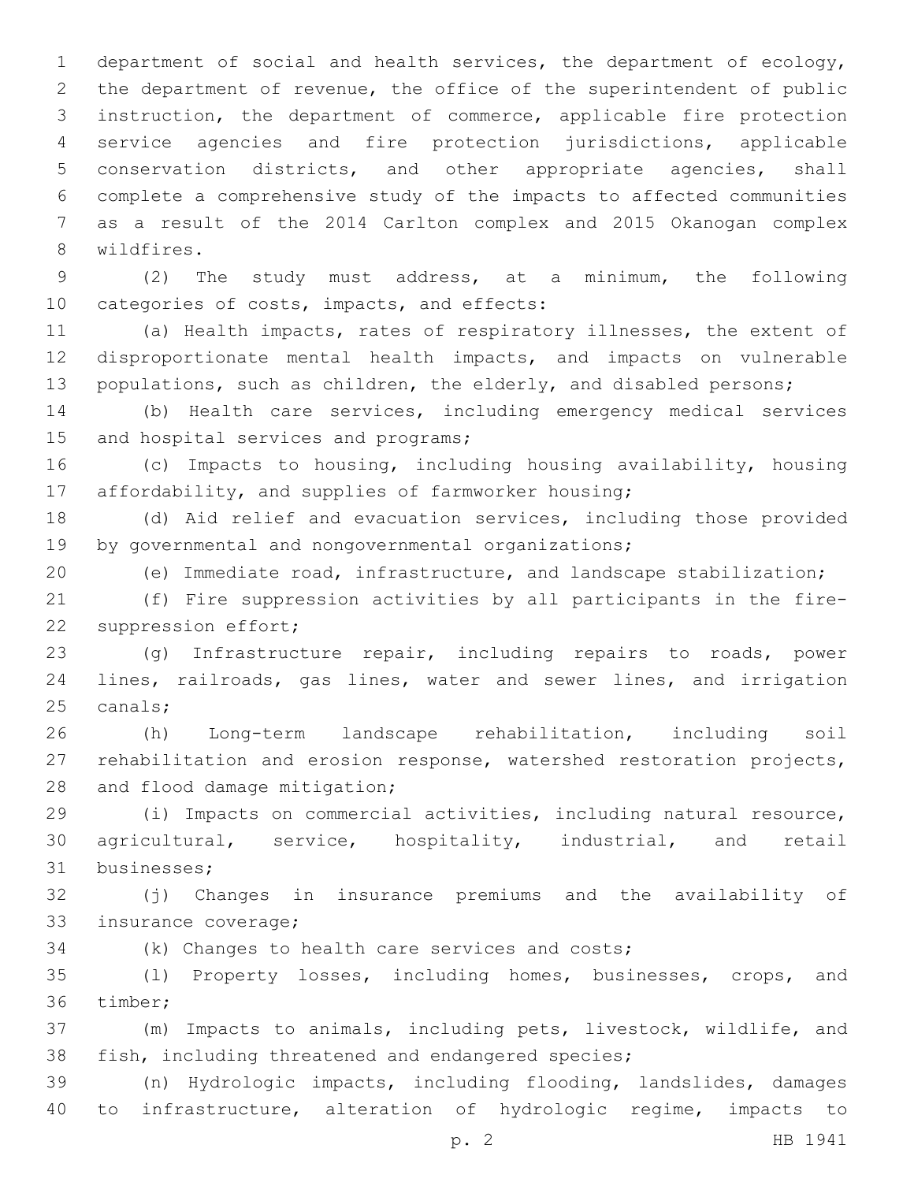department of social and health services, the department of ecology, the department of revenue, the office of the superintendent of public instruction, the department of commerce, applicable fire protection service agencies and fire protection jurisdictions, applicable conservation districts, and other appropriate agencies, shall complete a comprehensive study of the impacts to affected communities as a result of the 2014 Carlton complex and 2015 Okanogan complex wildfires.

(2) The study must address, at a minimum, the following categories of costs, impacts, and effects:

(a) Health impacts, rates of respiratory illnesses, the extent of disproportionate mental health impacts, and impacts on vulnerable populations, such as children, the elderly, and disabled persons;

(b) Health care services, including emergency medical services and hospital services and programs;

(c) Impacts to housing, including housing availability, housing affordability, and supplies of farmworker housing;

(d) Aid relief and evacuation services, including those provided by governmental and nongovernmental organizations;

(e) Immediate road, infrastructure, and landscape stabilization;

(f) Fire suppression activities by all participants in the fire-suppression effort;

(g) Infrastructure repair, including repairs to roads, power lines, railroads, gas lines, water and sewer lines, and irrigation canals;

(h) Long-term landscape rehabilitation, including soil rehabilitation and erosion response, watershed restoration projects, and flood damage mitigation;

(i) Impacts on commercial activities, including natural resource, agricultural, service, hospitality, industrial, and retail businesses;

(j) Changes in insurance premiums and the availability of insurance coverage;

(k) Changes to health care services and costs;

(l) Property losses, including homes, businesses, crops, and timber;

(m) Impacts to animals, including pets, livestock, wildlife, and fish, including threatened and endangered species;

(n) Hydrologic impacts, including flooding, landslides, damages to infrastructure, alteration of hydrologic regime, impacts to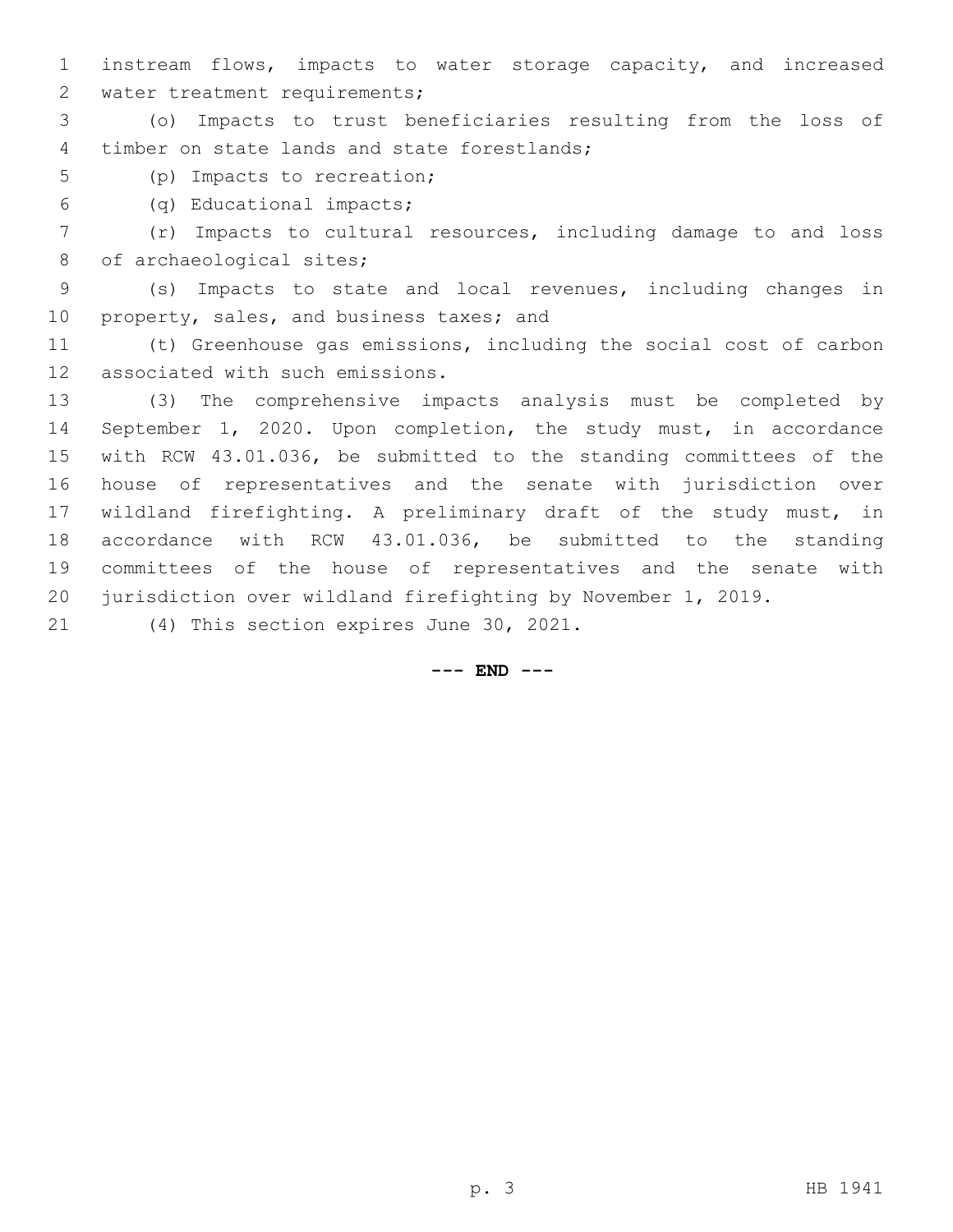instream flows, impacts to water storage capacity, and increased water treatment requirements;

(o) Impacts to trust beneficiaries resulting from the loss of timber on state lands and state forestlands;

(p) Impacts to recreation;

(q) Educational impacts;

(r) Impacts to cultural resources, including damage to and loss of archaeological sites;

(s) Impacts to state and local revenues, including changes in property, sales, and business taxes; and

(t) Greenhouse gas emissions, including the social cost of carbon associated with such emissions.

(3) The comprehensive impacts analysis must be completed by September 1, 2020. Upon completion, the study must, in accordance with RCW 43.01.036, be submitted to the standing committees of the house of representatives and the senate with jurisdiction over wildland firefighting. A preliminary draft of the study must, in accordance with RCW 43.01.036, be submitted to the standing committees of the house of representatives and the senate with jurisdiction over wildland firefighting by November 1, 2019.

(4) This section expires June 30, 2021.

**--- END ---**